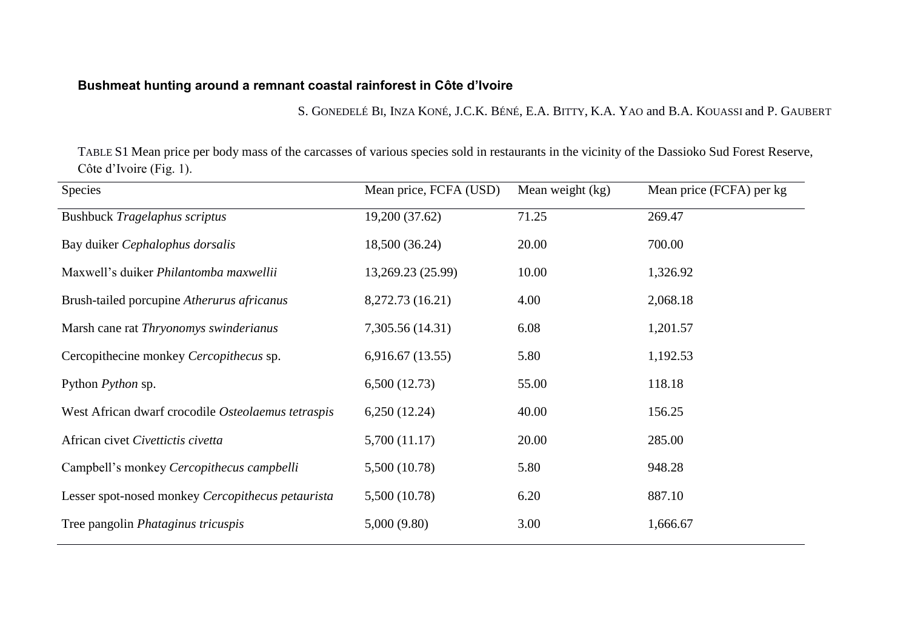**Bushmeat hunting around a remnant coastal rainforest in Côte d'Ivoire**

S. Gonedelé Bi, Inza Koné, J.C.K. Béné, E.A. Bitty, K.A. Yao and B.A. Kouassi and P. Gaubert

Table S1 Mean price per body mass of the carcasses of various species sold in restaurants in the vicinity of the Dassioko Sud Forest Reserve, Côte d'Ivoire (Fig. 1).

| Species | Mean price, FCFA (USD) | Mean weight (kg) | Mean price (FCFA) per kg |
|---|---|---|---|
| Bushbuck *Tragelaphus scriptus* | 19,200 (37.62) | 71.25 | 269.47 |
| Bay duiker *Cephalophus dorsalis* | 18,500 (36.24) | 20.00 | 700.00 |
| Maxwell's duiker *Philantomba maxwellii* | 13,269.23 (25.99) | 10.00 | 1,326.92 |
| Brush-tailed porcupine *Atherurus africanus* | 8,272.73 (16.21) | 4.00 | 2,068.18 |
| Marsh cane rat *Thryonomys swinderianus* | 7,305.56 (14.31) | 6.08 | 1,201.57 |
| Cercopithecine monkey *Cercopithecus* sp. | 6,916.67 (13.55) | 5.80 | 1,192.53 |
| Python *Python* sp. | 6,500 (12.73) | 55.00 | 118.18 |
| West African dwarf crocodile *Osteolaemus tetraspis* | 6,250 (12.24) | 40.00 | 156.25 |
| African civet *Civettictis civetta* | 5,700 (11.17) | 20.00 | 285.00 |
| Campbell's monkey *Cercopithecus campbelli* | 5,500 (10.78) | 5.80 | 948.28 |
| Lesser spot-nosed monkey *Cercopithecus petaurista* | 5,500 (10.78) | 6.20 | 887.10 |
| Tree pangolin *Phataginus tricuspis* | 5,000 (9.80) | 3.00 | 1,666.67 |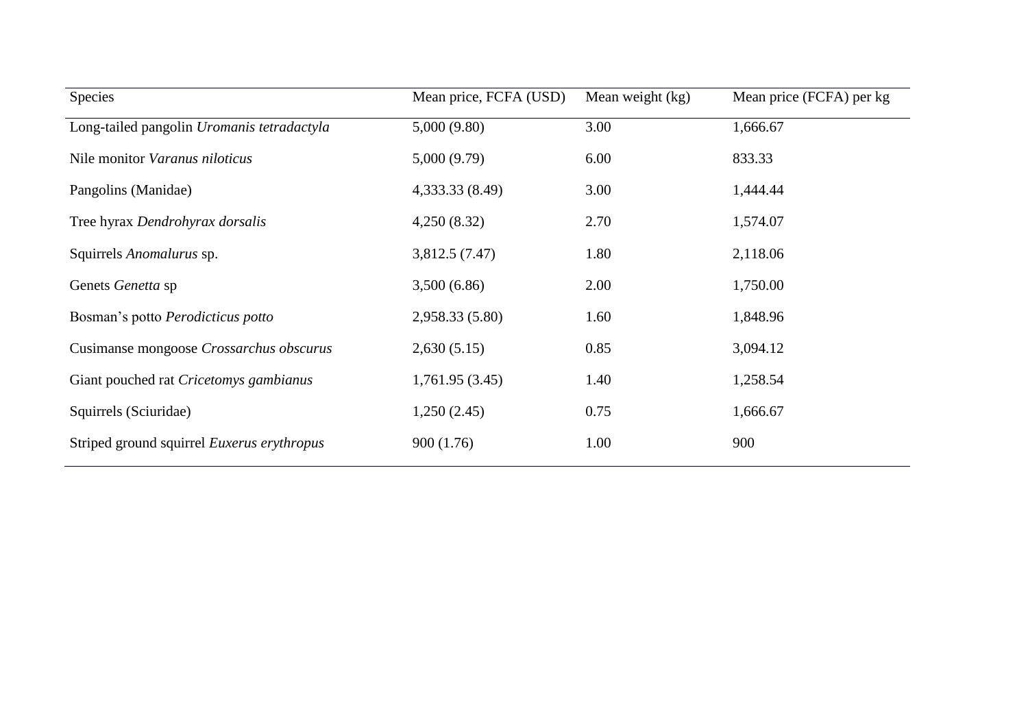| Species | Mean price, FCFA (USD) | Mean weight (kg) | Mean price (FCFA) per kg |
| --- | --- | --- | --- |
| Long-tailed pangolin *Uromanis tetradactyla* | 5,000 (9.80) | 3.00 | 1,666.67 |
| Nile monitor *Varanus niloticus* | 5,000 (9.79) | 6.00 | 833.33 |
| Pangolins (Manidae) | 4,333.33 (8.49) | 3.00 | 1,444.44 |
| Tree hyrax *Dendrohyrax dorsalis* | 4,250 (8.32) | 2.70 | 1,574.07 |
| Squirrels *Anomalurus* sp. | 3,812.5 (7.47) | 1.80 | 2,118.06 |
| Genets *Genetta* sp | 3,500 (6.86) | 2.00 | 1,750.00 |
| Bosman's potto *Perodicticus potto* | 2,958.33 (5.80) | 1.60 | 1,848.96 |
| Cusimanse mongoose *Crossarchus obscurus* | 2,630 (5.15) | 0.85 | 3,094.12 |
| Giant pouched rat *Cricetomys gambianus* | 1,761.95 (3.45) | 1.40 | 1,258.54 |
| Squirrels (Sciuridae) | 1,250 (2.45) | 0.75 | 1,666.67 |
| Striped ground squirrel *Euxerus erythropus* | 900 (1.76) | 1.00 | 900 |